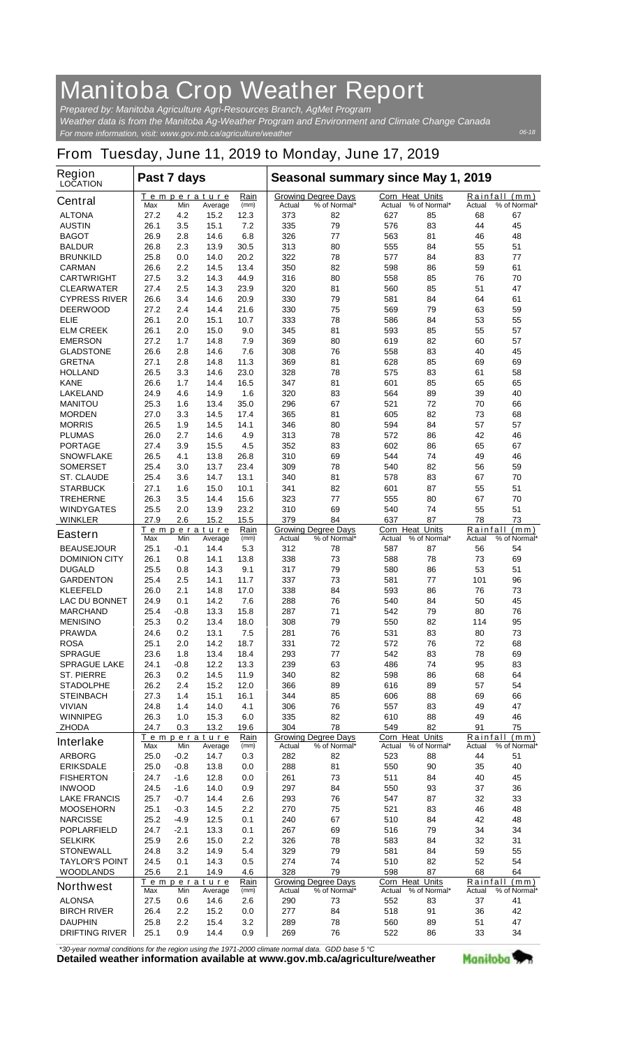# Manitoba Crop Weather Report

*Prepared by: Manitoba Agriculture Agri-Resources Branch, AgMet Program*
*Weather data is from the Manitoba Ag-Weather Program and Environment and Climate Change Canada*
*For more information, visit: www.gov.mb.ca/agriculture/weather*

06-18

## From Tuesday, June 11, 2019 to Monday, June 17, 2019

| Region LOCATION | Past 7 days | | | | Seasonal summary since May 1, 2019 | | | | | |
|---|---|---|---|---|---|---|---|---|---|---|
| **Central** | Temperature | | | Rain | Growing Degree Days | | Corn Heat Units | | Rainfall (mm) | |
| | Max | Min | Average | (mm) | Actual | % of Normal* | Actual | % of Normal* | Actual | % of Normal* |
| ALTONA | 27.2 | 4.2 | 15.2 | 12.3 | 373 | 82 | 627 | 85 | 68 | 67 |
| AUSTIN | 26.1 | 3.5 | 15.1 | 7.2 | 335 | 79 | 576 | 83 | 44 | 45 |
| BAGOT | 26.9 | 2.8 | 14.6 | 6.8 | 326 | 77 | 563 | 81 | 46 | 48 |
| BALDUR | 26.8 | 2.3 | 13.9 | 30.5 | 313 | 80 | 555 | 84 | 55 | 51 |
| BRUNKILD | 25.8 | 0.0 | 14.0 | 20.2 | 322 | 78 | 577 | 84 | 83 | 77 |
| CARMAN | 26.6 | 2.2 | 14.5 | 13.4 | 350 | 82 | 598 | 86 | 59 | 61 |
| CARTWRIGHT | 27.5 | 3.2 | 14.3 | 44.9 | 316 | 80 | 558 | 85 | 76 | 70 |
| CLEARWATER | 27.4 | 2.5 | 14.3 | 23.9 | 320 | 81 | 560 | 85 | 51 | 47 |
| CYPRESS RIVER | 26.6 | 3.4 | 14.6 | 20.9 | 330 | 79 | 581 | 84 | 64 | 61 |
| DEERWOOD | 27.2 | 2.4 | 14.4 | 21.6 | 330 | 75 | 569 | 79 | 63 | 59 |
| ELIE | 26.1 | 2.0 | 15.1 | 10.7 | 333 | 78 | 586 | 84 | 53 | 55 |
| ELM CREEK | 26.1 | 2.0 | 15.0 | 9.0 | 345 | 81 | 593 | 85 | 55 | 57 |
| EMERSON | 27.2 | 1.7 | 14.8 | 7.9 | 369 | 80 | 619 | 82 | 60 | 57 |
| GLADSTONE | 26.6 | 2.8 | 14.6 | 7.6 | 308 | 76 | 558 | 83 | 40 | 45 |
| GRETNA | 27.1 | 2.8 | 14.8 | 11.3 | 369 | 81 | 628 | 85 | 69 | 69 |
| HOLLAND | 26.5 | 3.3 | 14.6 | 23.0 | 328 | 78 | 575 | 83 | 61 | 58 |
| KANE | 26.6 | 1.7 | 14.4 | 16.5 | 347 | 81 | 601 | 85 | 65 | 65 |
| LAKELAND | 24.9 | 4.6 | 14.9 | 1.6 | 320 | 83 | 564 | 89 | 39 | 40 |
| MANITOU | 25.3 | 1.6 | 13.4 | 35.0 | 296 | 67 | 521 | 72 | 70 | 66 |
| MORDEN | 27.0 | 3.3 | 14.5 | 17.4 | 365 | 81 | 605 | 82 | 73 | 68 |
| MORRIS | 26.5 | 1.9 | 14.5 | 14.1 | 346 | 80 | 594 | 84 | 57 | 57 |
| PLUMAS | 26.0 | 2.7 | 14.6 | 4.9 | 313 | 78 | 572 | 86 | 42 | 46 |
| PORTAGE | 27.4 | 3.9 | 15.5 | 4.5 | 352 | 83 | 602 | 86 | 65 | 67 |
| SNOWFLAKE | 26.5 | 4.1 | 13.8 | 26.8 | 310 | 69 | 544 | 74 | 49 | 46 |
| SOMERSET | 25.4 | 3.0 | 13.7 | 23.4 | 309 | 78 | 540 | 82 | 56 | 59 |
| ST. CLAUDE | 25.4 | 3.6 | 14.7 | 13.1 | 340 | 81 | 578 | 83 | 67 | 70 |
| STARBUCK | 27.1 | 1.6 | 15.0 | 10.1 | 341 | 82 | 601 | 87 | 55 | 51 |
| TREHERNE | 26.3 | 3.5 | 14.4 | 15.6 | 323 | 77 | 555 | 80 | 67 | 70 |
| WINDYGATES | 25.5 | 2.0 | 13.9 | 23.2 | 310 | 69 | 540 | 74 | 55 | 51 |
| WINKLER | 27.9 | 2.6 | 15.2 | 15.5 | 379 | 84 | 637 | 87 | 78 | 73 |
| **Eastern** | Temperature | | | Rain | Growing Degree Days | | Corn Heat Units | | Rainfall (mm) | |
| | Max | Min | Average | (mm) | Actual | % of Normal* | Actual | % of Normal* | Actual | % of Normal* |
| BEAUSEJOUR | 25.1 | -0.1 | 14.4 | 5.3 | 312 | 78 | 587 | 87 | 56 | 54 |
| DOMINION CITY | 26.1 | 0.8 | 14.1 | 13.8 | 338 | 73 | 588 | 78 | 73 | 69 |
| DUGALD | 25.5 | 0.8 | 14.3 | 9.1 | 317 | 79 | 580 | 86 | 53 | 51 |
| GARDENTON | 25.4 | 2.5 | 14.1 | 11.7 | 337 | 73 | 581 | 77 | 101 | 96 |
| KLEEFELD | 26.0 | 2.1 | 14.8 | 17.0 | 338 | 84 | 593 | 86 | 76 | 73 |
| LAC DU BONNET | 24.9 | 0.1 | 14.2 | 7.6 | 288 | 76 | 540 | 84 | 50 | 45 |
| MARCHAND | 25.4 | -0.8 | 13.3 | 15.8 | 287 | 71 | 542 | 79 | 80 | 76 |
| MENISINO | 25.3 | 0.2 | 13.4 | 18.0 | 308 | 79 | 550 | 82 | 114 | 95 |
| PRAWDA | 24.6 | 0.2 | 13.1 | 7.5 | 281 | 76 | 531 | 83 | 80 | 73 |
| ROSA | 25.1 | 2.0 | 14.2 | 18.7 | 331 | 72 | 572 | 76 | 72 | 68 |
| SPRAGUE | 23.6 | 1.8 | 13.4 | 18.4 | 293 | 77 | 542 | 83 | 78 | 69 |
| SPRAGUE LAKE | 24.1 | -0.8 | 12.2 | 13.3 | 239 | 63 | 486 | 74 | 95 | 83 |
| ST. PIERRE | 26.3 | 0.2 | 14.5 | 11.9 | 340 | 82 | 598 | 86 | 68 | 64 |
| STADOLPHE | 26.2 | 2.4 | 15.2 | 12.0 | 366 | 89 | 616 | 89 | 57 | 54 |
| STEINBACH | 27.3 | 1.4 | 15.1 | 16.1 | 344 | 85 | 606 | 88 | 69 | 66 |
| VIVIAN | 24.8 | 1.4 | 14.0 | 4.1 | 306 | 76 | 557 | 83 | 49 | 47 |
| WINNIPEG | 26.3 | 1.0 | 15.3 | 6.0 | 335 | 82 | 610 | 88 | 49 | 46 |
| ZHODA | 24.7 | 0.3 | 13.2 | 19.6 | 304 | 78 | 549 | 82 | 91 | 75 |
| **Interlake** | Temperature | | | Rain | Growing Degree Days | | Corn Heat Units | | Rainfall (mm) | |
| | Max | Min | Average | (mm) | Actual | % of Normal* | Actual | % of Normal* | Actual | % of Normal* |
| ARBORG | 25.0 | -0.2 | 14.7 | 0.3 | 282 | 82 | 523 | 88 | 44 | 51 |
| ERIKSDALE | 25.0 | -0.8 | 13.8 | 0.0 | 288 | 81 | 550 | 90 | 35 | 40 |
| FISHERTON | 24.7 | -1.6 | 12.8 | 0.0 | 261 | 73 | 511 | 84 | 40 | 45 |
| INWOOD | 24.5 | -1.6 | 14.0 | 0.9 | 297 | 84 | 550 | 93 | 37 | 36 |
| LAKE FRANCIS | 25.7 | -0.7 | 14.4 | 2.6 | 293 | 76 | 547 | 87 | 32 | 33 |
| MOOSEHORN | 25.1 | -0.3 | 14.5 | 2.2 | 270 | 75 | 521 | 83 | 46 | 48 |
| NARCISSE | 25.2 | -4.9 | 12.5 | 0.1 | 240 | 67 | 510 | 84 | 42 | 48 |
| POPLARFIELD | 24.7 | -2.1 | 13.3 | 0.1 | 267 | 69 | 516 | 79 | 34 | 34 |
| SELKIRK | 25.9 | 2.6 | 15.0 | 2.2 | 326 | 78 | 583 | 84 | 32 | 31 |
| STONEWALL | 24.8 | 3.2 | 14.9 | 5.4 | 329 | 79 | 581 | 84 | 59 | 55 |
| TAYLOR'S POINT | 24.5 | 0.1 | 14.3 | 0.5 | 274 | 74 | 510 | 82 | 52 | 54 |
| WOODLANDS | 25.6 | 2.1 | 14.9 | 4.6 | 328 | 79 | 598 | 87 | 68 | 64 |
| **Northwest** | Temperature | | | Rain | Growing Degree Days | | Corn Heat Units | | Rainfall (mm) | |
| | Max | Min | Average | (mm) | Actual | % of Normal* | Actual | % of Normal* | Actual | % of Normal* |
| ALONSA | 27.5 | 0.6 | 14.6 | 2.6 | 290 | 73 | 552 | 83 | 37 | 41 |
| BIRCH RIVER | 26.4 | 2.2 | 15.2 | 0.0 | 277 | 84 | 518 | 91 | 36 | 42 |
| DAUPHIN | 25.8 | 2.2 | 15.4 | 3.2 | 289 | 78 | 560 | 89 | 51 | 47 |
| DRIFTING RIVER | 25.1 | 0.9 | 14.4 | 0.9 | 269 | 76 | 522 | 86 | 33 | 34 |

*30-year normal conditions for the region using the 1971-2000 climate normal data. GDD base 5 °C

**Detailed weather information available at www.gov.mb.ca/agriculture/weather**

Manitoba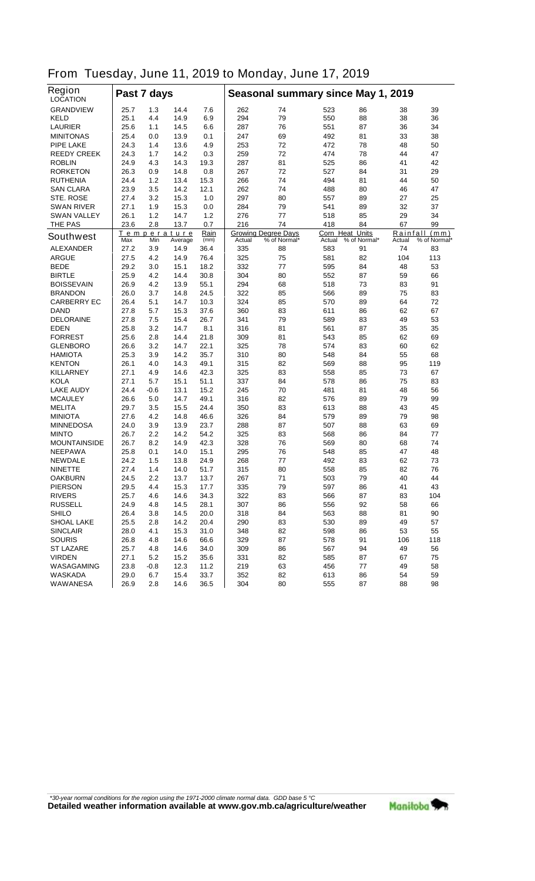# From Tuesday, June 11, 2019 to Monday, June 17, 2019

| Region<br>LOCATION | Past 7 days | | | | Seasonal summary since May 1, 2019 | | | | | |
|---|---|---|---|---|---|---|---|---|---|---|
| GRANDVIEW | 25.7 | 1.3 | 14.4 | 7.6 | 262 | 74 | 523 | 86 | 38 | 39 |
| KELD | 25.1 | 4.4 | 14.9 | 6.9 | 294 | 79 | 550 | 88 | 38 | 36 |
| LAURIER | 25.6 | 1.1 | 14.5 | 6.6 | 287 | 76 | 551 | 87 | 36 | 34 |
| MINITONAS | 25.4 | 0.0 | 13.9 | 0.1 | 247 | 69 | 492 | 81 | 33 | 38 |
| PIPE LAKE | 24.3 | 1.4 | 13.6 | 4.9 | 253 | 72 | 472 | 78 | 48 | 50 |
| REEDY CREEK | 24.3 | 1.7 | 14.2 | 0.3 | 259 | 72 | 474 | 78 | 44 | 47 |
| ROBLIN | 24.9 | 4.3 | 14.3 | 19.3 | 287 | 81 | 525 | 86 | 41 | 42 |
| RORKETON | 26.3 | 0.9 | 14.8 | 0.8 | 267 | 72 | 527 | 84 | 31 | 29 |
| RUTHENIA | 24.4 | 1.2 | 13.4 | 15.3 | 266 | 74 | 494 | 81 | 44 | 50 |
| SAN CLARA | 23.9 | 3.5 | 14.2 | 12.1 | 262 | 74 | 488 | 80 | 46 | 47 |
| STE. ROSE | 27.4 | 3.2 | 15.3 | 1.0 | 297 | 80 | 557 | 89 | 27 | 25 |
| SWAN RIVER | 27.1 | 1.9 | 15.3 | 0.0 | 284 | 79 | 541 | 89 | 32 | 37 |
| SWAN VALLEY | 26.1 | 1.2 | 14.7 | 1.2 | 276 | 77 | 518 | 85 | 29 | 34 |
| THE PAS | 23.6 | 2.8 | 13.7 | 0.7 | 216 | 74 | 418 | 84 | 67 | 99 |
| **Southwest** | Temperature | | | Rain | Growing Degree Days | | Corn Heat Units | | Rainfall (mm) | |
| | Max | Min | Average | (mm) | Actual | % of Normal* | Actual | % of Normal* | Actual | % of Normal* |
| ALEXANDER | 27.2 | 3.9 | 14.9 | 36.4 | 335 | 88 | 583 | 91 | 74 | 83 |
| ARGUE | 27.5 | 4.2 | 14.9 | 76.4 | 325 | 75 | 581 | 82 | 104 | 113 |
| BEDE | 29.2 | 3.0 | 15.1 | 18.2 | 332 | 77 | 595 | 84 | 48 | 53 |
| BIRTLE | 25.9 | 4.2 | 14.4 | 30.8 | 304 | 80 | 552 | 87 | 59 | 66 |
| BOISSEVAIN | 26.9 | 4.2 | 13.9 | 55.1 | 294 | 68 | 518 | 73 | 83 | 91 |
| BRANDON | 26.0 | 3.7 | 14.8 | 24.5 | 322 | 85 | 566 | 89 | 75 | 83 |
| CARBERRY EC | 26.4 | 5.1 | 14.7 | 10.3 | 324 | 85 | 570 | 89 | 64 | 72 |
| DAND | 27.8 | 5.7 | 15.3 | 37.6 | 360 | 83 | 611 | 86 | 62 | 67 |
| DELORAINE | 27.8 | 7.5 | 15.4 | 26.7 | 341 | 79 | 589 | 83 | 49 | 53 |
| EDEN | 25.8 | 3.2 | 14.7 | 8.1 | 316 | 81 | 561 | 87 | 35 | 35 |
| FORREST | 25.6 | 2.8 | 14.4 | 21.8 | 309 | 81 | 543 | 85 | 62 | 69 |
| GLENBORO | 26.6 | 3.2 | 14.7 | 22.1 | 325 | 78 | 574 | 83 | 60 | 62 |
| HAMIOTA | 25.3 | 3.9 | 14.2 | 35.7 | 310 | 80 | 548 | 84 | 55 | 68 |
| KENTON | 26.1 | 4.0 | 14.3 | 49.1 | 315 | 82 | 569 | 88 | 95 | 119 |
| KILLARNEY | 27.1 | 4.9 | 14.6 | 42.3 | 325 | 83 | 558 | 85 | 73 | 67 |
| KOLA | 27.1 | 5.7 | 15.1 | 51.1 | 337 | 84 | 578 | 86 | 75 | 83 |
| LAKE AUDY | 24.4 | -0.6 | 13.1 | 15.2 | 245 | 70 | 481 | 81 | 48 | 56 |
| MCAULEY | 26.6 | 5.0 | 14.7 | 49.1 | 316 | 82 | 576 | 89 | 79 | 99 |
| MELITA | 29.7 | 3.5 | 15.5 | 24.4 | 350 | 83 | 613 | 88 | 43 | 45 |
| MINIOTA | 27.6 | 4.2 | 14.8 | 46.6 | 326 | 84 | 579 | 89 | 79 | 98 |
| MINNEDOSA | 24.0 | 3.9 | 13.9 | 23.7 | 288 | 87 | 507 | 88 | 63 | 69 |
| MINTO | 26.7 | 2.2 | 14.2 | 54.2 | 325 | 83 | 568 | 86 | 84 | 77 |
| MOUNTAINSIDE | 26.7 | 8.2 | 14.9 | 42.3 | 328 | 76 | 569 | 80 | 68 | 74 |
| NEEPAWA | 25.8 | 0.1 | 14.0 | 15.1 | 295 | 76 | 548 | 85 | 47 | 48 |
| NEWDALE | 24.2 | 1.5 | 13.8 | 24.9 | 268 | 77 | 492 | 83 | 62 | 73 |
| NINETTE | 27.4 | 1.4 | 14.0 | 51.7 | 315 | 80 | 558 | 85 | 82 | 76 |
| OAKBURN | 24.5 | 2.2 | 13.7 | 13.7 | 267 | 71 | 503 | 79 | 40 | 44 |
| PIERSON | 29.5 | 4.4 | 15.3 | 17.7 | 335 | 79 | 597 | 86 | 41 | 43 |
| RIVERS | 25.7 | 4.6 | 14.6 | 34.3 | 322 | 83 | 566 | 87 | 83 | 104 |
| RUSSELL | 24.9 | 4.8 | 14.5 | 28.1 | 307 | 86 | 556 | 92 | 58 | 66 |
| SHILO | 26.4 | 3.8 | 14.5 | 20.0 | 318 | 84 | 563 | 88 | 81 | 90 |
| SHOAL LAKE | 25.5 | 2.8 | 14.2 | 20.4 | 290 | 83 | 530 | 89 | 49 | 57 |
| SINCLAIR | 28.0 | 4.1 | 15.3 | 31.0 | 348 | 82 | 598 | 86 | 53 | 55 |
| SOURIS | 26.8 | 4.8 | 14.6 | 66.6 | 329 | 87 | 578 | 91 | 106 | 118 |
| ST LAZARE | 25.7 | 4.8 | 14.6 | 34.0 | 309 | 86 | 567 | 94 | 49 | 56 |
| VIRDEN | 27.1 | 5.2 | 15.2 | 35.6 | 331 | 82 | 585 | 87 | 67 | 75 |
| WASAGAMING | 23.8 | -0.8 | 12.3 | 11.2 | 219 | 63 | 456 | 77 | 49 | 58 |
| WASKADA | 29.0 | 6.7 | 15.4 | 33.7 | 352 | 82 | 613 | 86 | 54 | 59 |
| WAWANESA | 26.9 | 2.8 | 14.6 | 36.5 | 304 | 80 | 555 | 87 | 88 | 98 |

*30-year normal conditions for the region using the 1971-2000 climate normal data. GDD base 5 °C

**Detailed weather information available at www.gov.mb.ca/agriculture/weather**

Manitoba